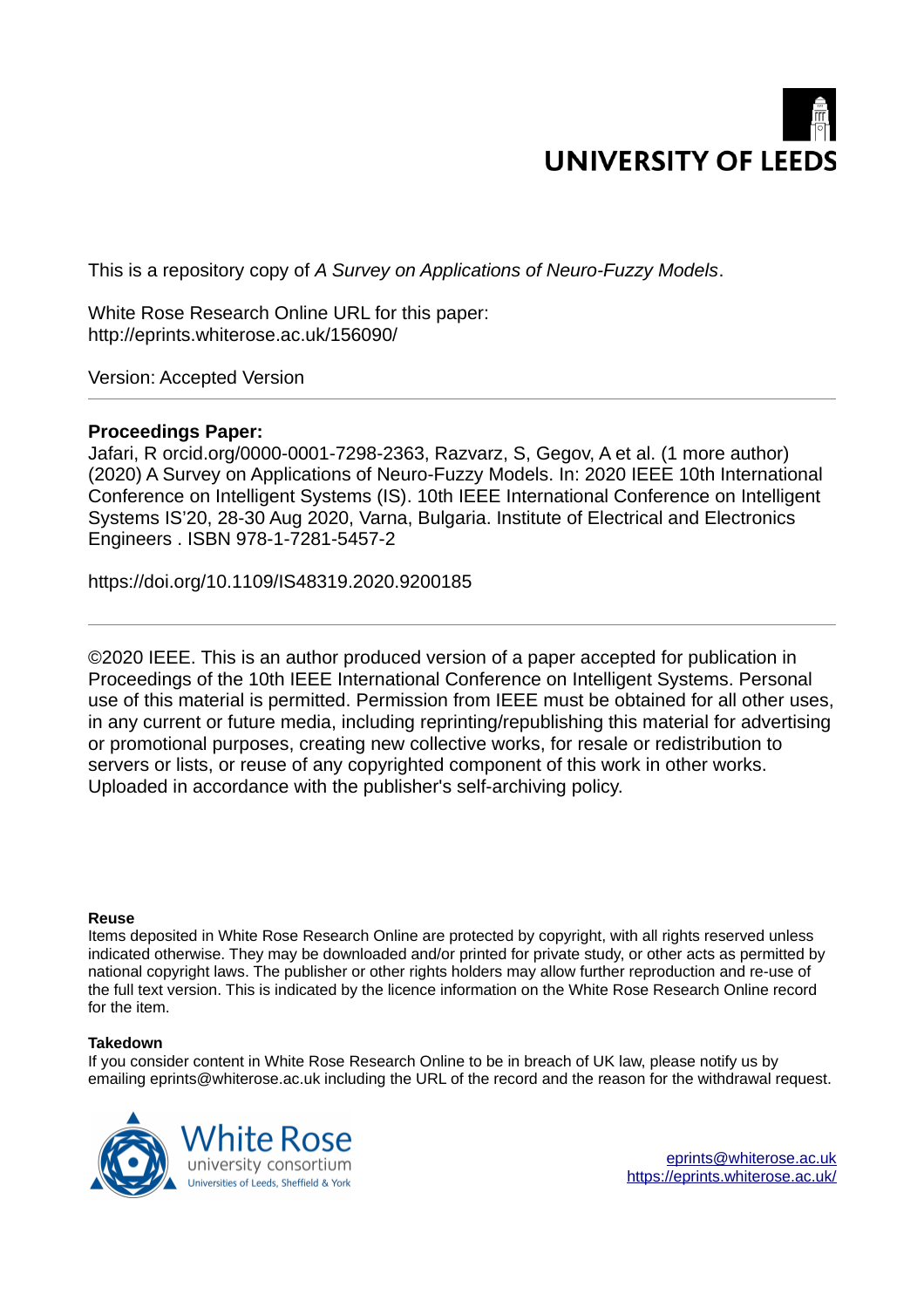UNIVERSITY OF LEEDS

This is a repository copy of *A Survey on Applications of Neuro-Fuzzy Models*.

White Rose Research Online URL for this paper:
http://eprints.whiterose.ac.uk/156090/

Version: Accepted Version

**Proceedings Paper:**
Jafari, R orcid.org/0000-0001-7298-2363, Razvarz, S, Gegov, A et al. (1 more author) (2020) A Survey on Applications of Neuro-Fuzzy Models. In: 2020 IEEE 10th International Conference on Intelligent Systems (IS). 10th IEEE International Conference on Intelligent Systems IS'20, 28-30 Aug 2020, Varna, Bulgaria. Institute of Electrical and Electronics Engineers . ISBN 978-1-7281-5457-2

https://doi.org/10.1109/IS48319.2020.9200185

---

©2020 IEEE. This is an author produced version of a paper accepted for publication in Proceedings of the 10th IEEE International Conference on Intelligent Systems. Personal use of this material is permitted. Permission from IEEE must be obtained for all other uses, in any current or future media, including reprinting/republishing this material for advertising or promotional purposes, creating new collective works, for resale or redistribution to servers or lists, or reuse of any copyrighted component of this work in other works. Uploaded in accordance with the publisher's self-archiving policy.

**Reuse**
Items deposited in White Rose Research Online are protected by copyright, with all rights reserved unless indicated otherwise. They may be downloaded and/or printed for private study, or other acts as permitted by national copyright laws. The publisher or other rights holders may allow further reproduction and re-use of the full text version. This is indicated by the licence information on the White Rose Research Online record for the item.

**Takedown**
If you consider content in White Rose Research Online to be in breach of UK law, please notify us by emailing eprints@whiterose.ac.uk including the URL of the record and the reason for the withdrawal request.

White Rose university consortium
Universities of Leeds, Sheffield & York

eprints@whiterose.ac.uk
https://eprints.whiterose.ac.uk/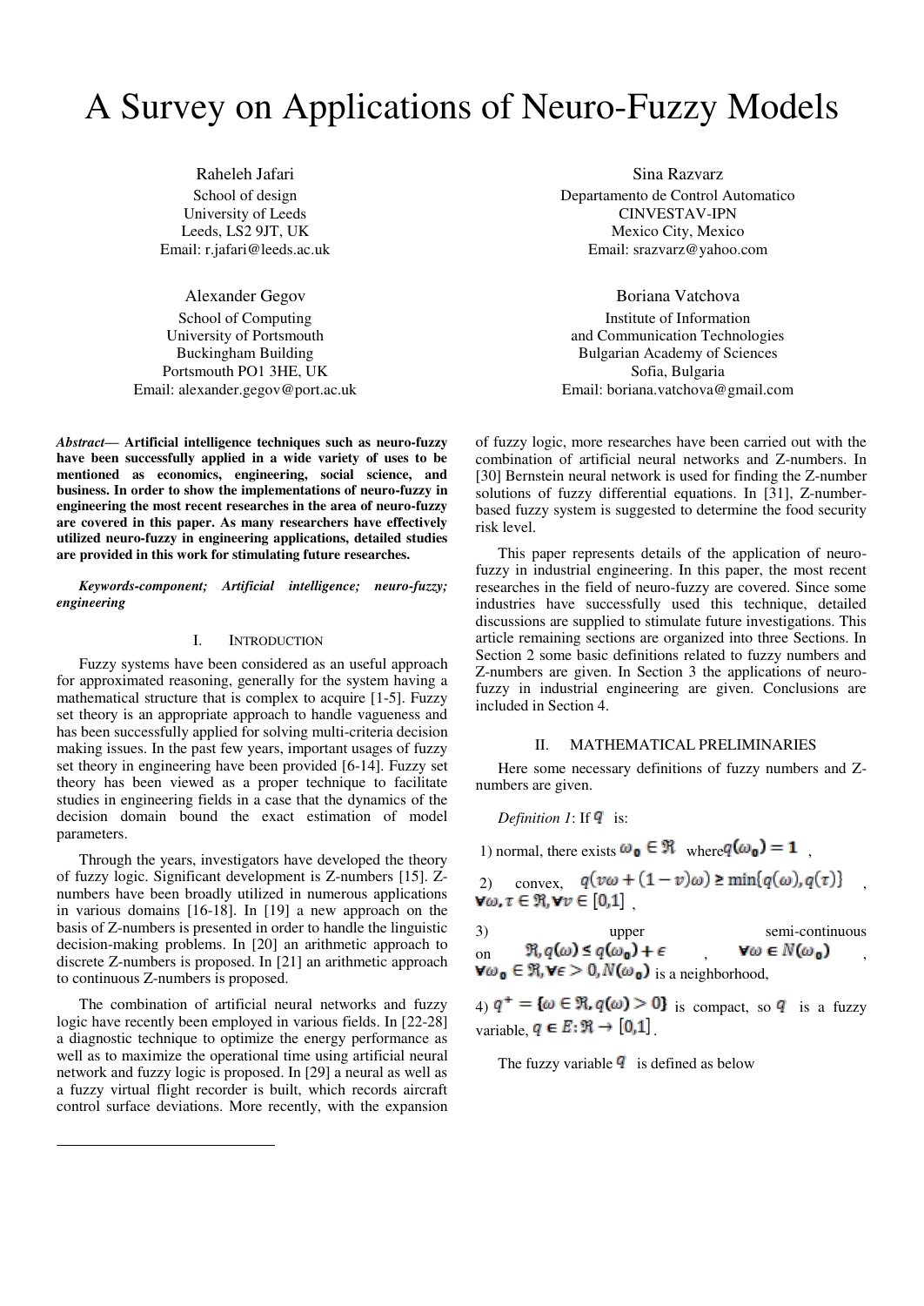# A Survey on Applications of Neuro-Fuzzy Models

Raheleh Jafari
School of design
University of Leeds
Leeds, LS2 9JT, UK
Email: r.jafari@leeds.ac.uk

Sina Razvarz
Departamento de Control Automatico
CINVESTAV-IPN
Mexico City, Mexico
Email: srazvarz@yahoo.com

Alexander Gegov
School of Computing
University of Portsmouth
Buckingham Building
Portsmouth PO1 3HE, UK
Email: alexander.gegov@port.ac.uk

Boriana Vatchova
Institute of Information
and Communication Technologies
Bulgarian Academy of Sciences
Sofia, Bulgaria
Email: boriana.vatchova@gmail.com

***Abstract*— Artificial intelligence techniques such as neuro-fuzzy have been successfully applied in a wide variety of uses to be mentioned as economics, engineering, social science, and business. In order to show the implementations of neuro-fuzzy in engineering the most recent researches in the area of neuro-fuzzy are covered in this paper. As many researchers have effectively utilized neuro-fuzzy in engineering applications, detailed studies are provided in this work for stimulating future researches.**

***Keywords-component; Artificial intelligence; neuro-fuzzy; engineering***

## I. INTRODUCTION

Fuzzy systems have been considered as an useful approach for approximated reasoning, generally for the system having a mathematical structure that is complex to acquire [1-5]. Fuzzy set theory is an appropriate approach to handle vagueness and has been successfully applied for solving multi-criteria decision making issues. In the past few years, important usages of fuzzy set theory in engineering have been provided [6-14]. Fuzzy set theory has been viewed as a proper technique to facilitate studies in engineering fields in a case that the dynamics of the decision domain bound the exact estimation of model parameters.

Through the years, investigators have developed the theory of fuzzy logic. Significant development is Z-numbers [15]. Z-numbers have been broadly utilized in numerous applications in various domains [16-18]. In [19] a new approach on the basis of Z-numbers is presented in order to handle the linguistic decision-making problems. In [20] an arithmetic approach to discrete Z-numbers is proposed. In [21] an arithmetic approach to continuous Z-numbers is proposed.

The combination of artificial neural networks and fuzzy logic have recently been employed in various fields. In [22-28] a diagnostic technique to optimize the energy performance as well as to maximize the operational time using artificial neural network and fuzzy logic is proposed. In [29] a neural as well as a fuzzy virtual flight recorder is built, which records aircraft control surface deviations. More recently, with the expansion of fuzzy logic, more researches have been carried out with the combination of artificial neural networks and Z-numbers. In [30] Bernstein neural network is used for finding the Z-number solutions of fuzzy differential equations. In [31], Z-number-based fuzzy system is suggested to determine the food security risk level.

This paper represents details of the application of neuro-fuzzy in industrial engineering. In this paper, the most recent researches in the field of neuro-fuzzy are covered. Since some industries have successfully used this technique, detailed discussions are supplied to stimulate future investigations. This article remaining sections are organized into three Sections. In Section 2 some basic definitions related to fuzzy numbers and Z-numbers are given. In Section 3 the applications of neuro-fuzzy in industrial engineering are given. Conclusions are included in Section 4.

## II. MATHEMATICAL PRELIMINARIES

Here some necessary definitions of fuzzy numbers and Z-numbers are given.

*Definition 1*: If $q$ is:

1) normal, there exists $\omega_0 \in \Re$ where $q(\omega_0) = 1$,

2) convex, $q(v\omega + (1-v)\omega) \geq \min\{q(\omega), q(\tau)\}$, $\forall \omega, \tau \in \Re, \forall v \in [0,1]$,

3) upper semi-continuous on $\Re, q(\omega) \leq q(\omega_0) + \epsilon$, $\forall \omega \in N(\omega_0)$, $\forall \omega_0 \in \Re, \forall \epsilon > 0, N(\omega_0)$ is a neighborhood,

4) $q^+ = \{\omega \in \Re, q(\omega) > 0\}$ is compact, so $q$ is a fuzzy variable, $q \in E: \Re \to [0,1]$.

The fuzzy variable $q$ is defined as below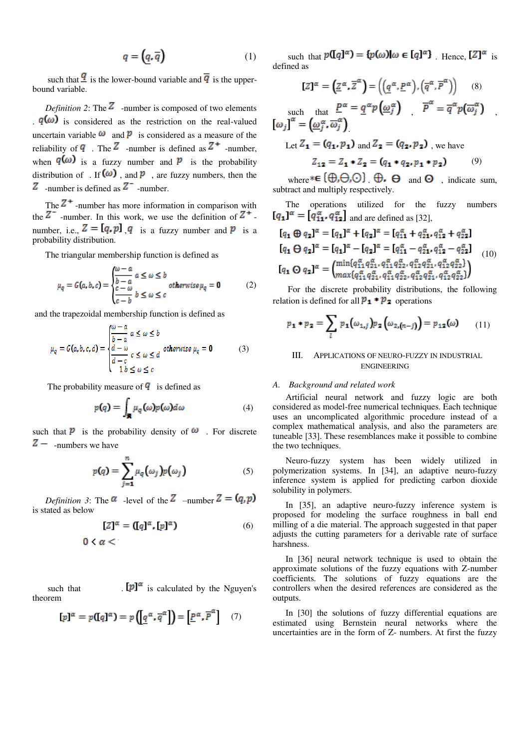$$q = \left(\underline{q}, \overline{q}\right) \quad (1)$$

such that $\underline{q}$ is the lower-bound variable and $\overline{q}$ is the upper-bound variable.

*Definition 2*: The $Z$ -number is composed of two elements . $q(\omega)$ is considered as the restriction on the real-valued uncertain variable $\omega$ and $p$ is considered as a measure of the reliability of $q$ . The $Z$ -number is defined as $Z^+$ -number, when $q(\omega)$ is a fuzzy number and $p$ is the probability distribution of . If $(\omega)$ , and $p$ , are fuzzy numbers, then the $Z$ -number is defined as $Z^-$ -number.

The $Z^+$ -number has more information in comparison with the $Z^-$ -number. In this work, we use the definition of $Z^+$ -number, i.e., $Z = [q, p]$ . $q$ is a fuzzy number and $p$ is a probability distribution.

The triangular membership function is defined as

$$\mu_q = G(a,b,c) = \begin{cases} \dfrac{\omega - a}{b - a} & a \le \omega \le b \\ \dfrac{c - \omega}{c - b} & b \le \omega \le c \end{cases} \quad otherwise\ \mu_q = 0 \quad (2)$$

and the trapezoidal membership function is defined as

$$\mu_q = G(a,b,c,d) = \begin{cases} \dfrac{\omega - a}{b - a} & a \le \omega \le b \\ \dfrac{d - \omega}{d - c} & c \le \omega \le d \\ 1 & b \le \omega \le c \end{cases} \quad otherwise\ \mu_q = 0 \quad (3)$$

The probability measure of $q$ is defined as

$$p(q) = \int_{\mathbb{R}} \mu_q(\omega) p(\omega) d\omega \quad (4)$$

such that $p$ is the probability density of $\omega$ . For discrete $Z-$ -numbers we have

$$p(q) = \sum_{j=1}^{n} \mu_q(\omega_j) p(\omega_j) \quad (5)$$

*Definition 3*: The $\alpha$ -level of the $Z$ –number $Z = (q, p)$ is stated as below

$$[Z]^\alpha = ([q]^\alpha, [p]^\alpha) \quad (6)$$

$$0 < \alpha <$$

such that . $[p]^\alpha$ is calculated by the Nguyen's theorem

$$[p]^\alpha = p([q]^\alpha) = p\left(\left[\underline{q}^\alpha, \overline{q}^\alpha\right]\right) = \left[\underline{P}^\alpha, \overline{P}^\alpha\right] \quad (7)$$

such that $p([q]^\alpha) = \{p(\omega) | \omega \in [q]^\alpha\}$ . Hence, $[Z]^\alpha$ is defined as

$$[Z]^\alpha = \left(\underline{Z}^\alpha, \overline{Z}^\alpha\right) = \left(\left(\underline{q}^\alpha, \underline{P}^\alpha\right), \left(\overline{q}^\alpha, \overline{P}^\alpha\right)\right) \quad (8)$$

such that $\underline{P}^\alpha = \underline{q}^\alpha p\left(\underline{\omega}_j^\alpha\right)$ , $\overline{P}^\alpha = \overline{q}^\alpha p\left(\overline{\omega}_j^\alpha\right)$ , $[\omega_j]^\alpha = \left(\underline{\omega}_j^\alpha, \overline{\omega}_j^\alpha\right)$.

Let $Z_1 = (q_1, p_1)$ and $Z_2 = (q_2, p_2)$ , we have

$$Z_{12} = Z_1 * Z_2 = (q_1 * q_2, p_1 * p_2) \quad (9)$$

where $* \in \{\oplus, \ominus, \odot\}$ . $\oplus$, $\ominus$ and $\odot$ , indicate sum, subtract and multiply respectively.

The operations utilized for the fuzzy numbers $[q_1]^\alpha = [q_{11}^\alpha, q_{12}^\alpha]$ and are defined as [32],

$$\begin{aligned} [q_1 \oplus q_2]^\alpha &= [q_1]^\alpha + [q_2]^\alpha = [q_{11}^\alpha + q_{21}^\alpha, q_{12}^\alpha + q_{22}^\alpha] \\ [q_1 \ominus q_2]^\alpha &= [q_1]^\alpha - [q_2]^\alpha = [q_{11}^\alpha - q_{21}^\alpha, q_{12}^\alpha - q_{22}^\alpha] \\ [q_1 \odot q_2]^\alpha &= \begin{pmatrix} \min\{q_{11}^\alpha q_{21}^\alpha, q_{11}^\alpha q_{22}^\alpha, q_{12}^\alpha q_{21}^\alpha, q_{12}^\alpha q_{22}^\alpha\} \\ \max\{q_{11}^\alpha q_{21}^\alpha, q_{11}^\alpha q_{22}^\alpha, q_{12}^\alpha q_{21}^\alpha, q_{12}^\alpha q_{22}^\alpha\} \end{pmatrix} \end{aligned} \quad (10)$$

For the discrete probability distributions, the following relation is defined for all $p_1 * p_2$ operations

$$p_1 * p_2 = \sum_i p_1(\omega_{1,j}) p_2\left(\omega_{2,(n-j)}\right) = p_{12}(\omega) \quad (11)$$

## III. Applications of Neuro-Fuzzy in Industrial Engineering

### A. Background and related work

Artificial neural network and fuzzy logic are both considered as model-free numerical techniques. Each technique uses an uncomplicated algorithmic procedure instead of a complex mathematical analysis, and also the parameters are tuneable [33]. These resemblances make it possible to combine the two techniques.

Neuro-fuzzy system has been widely utilized in polymerization systems. In [34], an adaptive neuro-fuzzy inference system is applied for predicting carbon dioxide solubility in polymers.

In [35], an adaptive neuro-fuzzy inference system is proposed for modeling the surface roughness in ball end milling of a die material. The approach suggested in that paper adjusts the cutting parameters for a derivable rate of surface harshness.

In [36] neural network technique is used to obtain the approximate solutions of the fuzzy equations with Z-number coefficients. The solutions of fuzzy equations are the controllers when the desired references are considered as the outputs.

In [30] the solutions of fuzzy differential equations are estimated using Bernstein neural networks where the uncertainties are in the form of Z- numbers. At first the fuzzy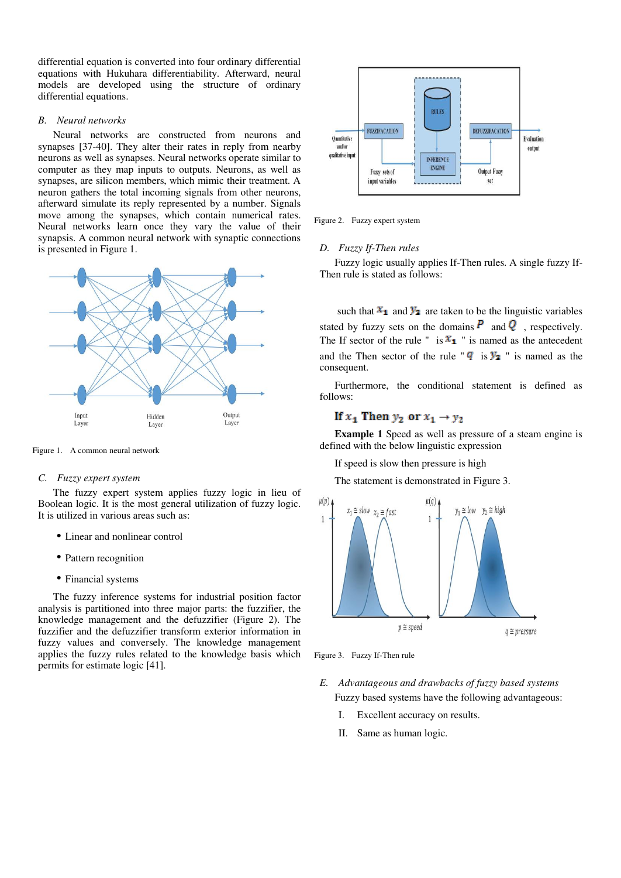differential equation is converted into four ordinary differential equations with Hukuhara differentiability. Afterward, neural models are developed using the structure of ordinary differential equations.

### B. Neural networks

Neural networks are constructed from neurons and synapses [37-40]. They alter their rates in reply from nearby neurons as well as synapses. Neural networks operate similar to computer as they map inputs to outputs. Neurons, as well as synapses, are silicon members, which mimic their treatment. A neuron gathers the total incoming signals from other neurons, afterward simulate its reply represented by a number. Signals move among the synapses, which contain numerical rates. Neural networks learn once they vary the value of their synapsis. A common neural network with synaptic connections is presented in Figure 1.

Figure 1. A common neural network

### C. Fuzzy expert system

The fuzzy expert system applies fuzzy logic in lieu of Boolean logic. It is the most general utilization of fuzzy logic. It is utilized in various areas such as:

- Linear and nonlinear control
- Pattern recognition
- Financial systems

The fuzzy inference systems for industrial position factor analysis is partitioned into three major parts: the fuzzifier, the knowledge management and the defuzzifier (Figure 2). The fuzzifier and the defuzzifier transform exterior information in fuzzy values and conversely. The knowledge management applies the fuzzy rules related to the knowledge basis which permits for estimate logic [41].

Figure 2. Fuzzy expert system

### D. Fuzzy If-Then rules

Fuzzy logic usually applies If-Then rules. A single fuzzy If-Then rule is stated as follows:

such that $x_1$ and $y_2$ are taken to be the linguistic variables stated by fuzzy sets on the domains $P$ and $Q$, respectively. The If sector of the rule " is $x_1$ " is named as the antecedent and the Then sector of the rule " $q$ is $y_2$ " is named as the consequent.

Furthermore, the conditional statement is defined as follows:

$$\text{If } x_1 \text{ Then } y_2 \text{ or } x_1 \to y_2$$

**Example 1** Speed as well as pressure of a steam engine is defined with the below linguistic expression

If speed is slow then pressure is high

The statement is demonstrated in Figure 3.

Figure 3. Fuzzy If-Then rule

### E. Advantageous and drawbacks of fuzzy based systems

Fuzzy based systems have the following advantageous:

I. Excellent accuracy on results.

II. Same as human logic.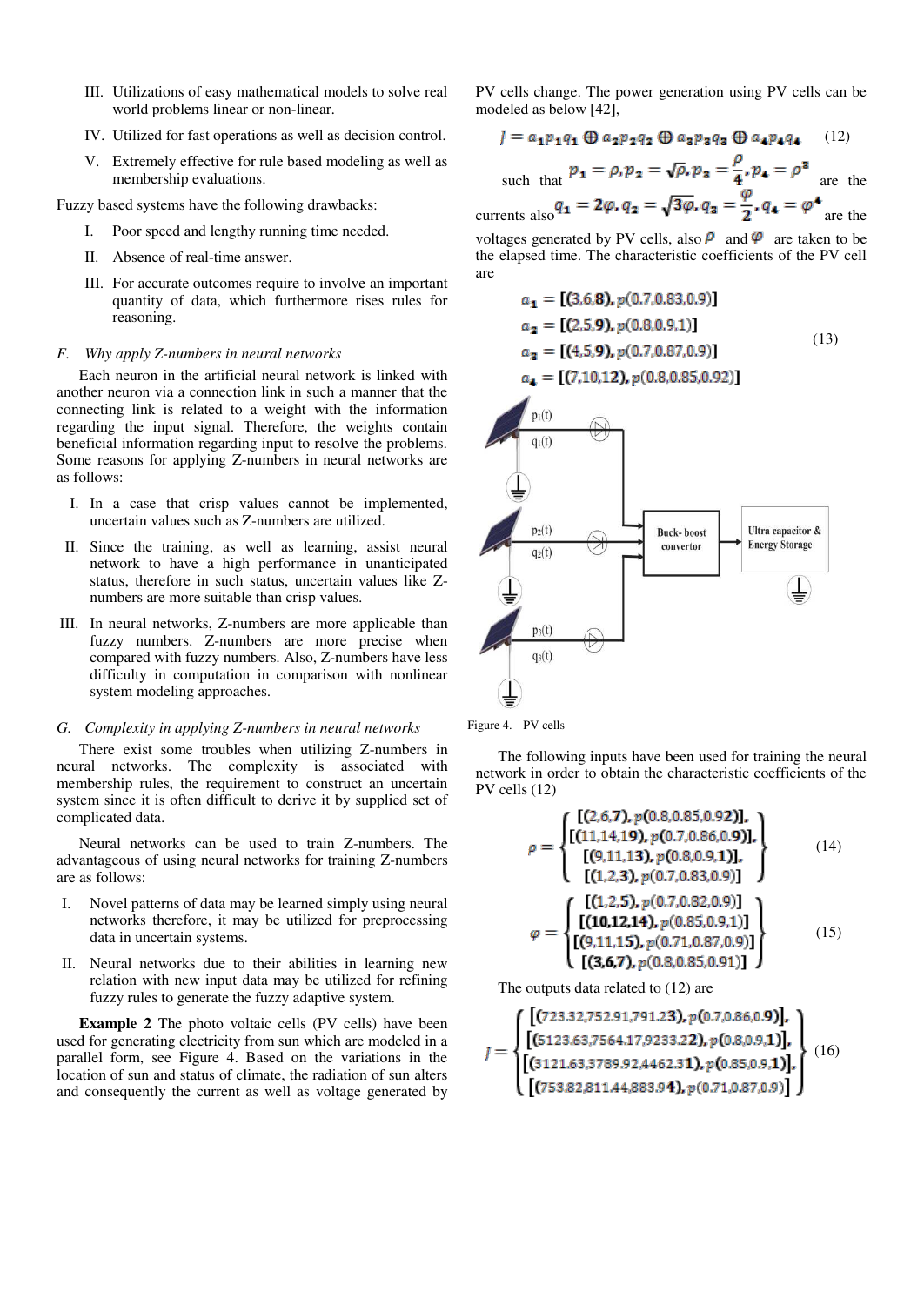III. Utilizations of easy mathematical models to solve real world problems linear or non-linear.

IV. Utilized for fast operations as well as decision control.

V. Extremely effective for rule based modeling as well as membership evaluations.

Fuzzy based systems have the following drawbacks:

I. Poor speed and lengthy running time needed.

II. Absence of real-time answer.

III. For accurate outcomes require to involve an important quantity of data, which furthermore rises rules for reasoning.

### F. Why apply Z-numbers in neural networks

Each neuron in the artificial neural network is linked with another neuron via a connection link in such a manner that the connecting link is related to a weight with the information regarding the input signal. Therefore, the weights contain beneficial information regarding input to resolve the problems. Some reasons for applying Z-numbers in neural networks are as follows:

I. In a case that crisp values cannot be implemented, uncertain values such as Z-numbers are utilized.

II. Since the training, as well as learning, assist neural network to have a high performance in unanticipated status, therefore in such status, uncertain values like Z-numbers are more suitable than crisp values.

III. In neural networks, Z-numbers are more applicable than fuzzy numbers. Z-numbers are more precise when compared with fuzzy numbers. Also, Z-numbers have less difficulty in computation in comparison with nonlinear system modeling approaches.

### G. Complexity in applying Z-numbers in neural networks

There exist some troubles when utilizing Z-numbers in neural networks. The complexity is associated with membership rules, the requirement to construct an uncertain system since it is often difficult to derive it by supplied set of complicated data.

Neural networks can be used to train Z-numbers. The advantageous of using neural networks for training Z-numbers are as follows:

I. Novel patterns of data may be learned simply using neural networks therefore, it may be utilized for preprocessing data in uncertain systems.

II. Neural networks due to their abilities in learning new relation with new input data may be utilized for refining fuzzy rules to generate the fuzzy adaptive system.

**Example 2** The photo voltaic cells (PV cells) have been used for generating electricity from sun which are modeled in a parallel form, see Figure 4. Based on the variations in the location of sun and status of climate, the radiation of sun alters and consequently the current as well as voltage generated by PV cells change. The power generation using PV cells can be modeled as below [42],

$$J = a_1 p_1 q_1 \oplus a_2 p_2 q_2 \oplus a_3 p_3 q_3 \oplus a_4 p_4 q_4 \quad (12)$$

such that $p_1 = \rho, p_2 = \sqrt{\rho}, p_3 = \frac{\rho}{4}, p_4 = \rho^3$ are the currents also $q_1 = 2\varphi, q_2 = \sqrt{3\varphi}, q_3 = \frac{\varphi}{2}, q_4 = \varphi^4$ are the voltages generated by PV cells, also $\rho$ and $\varphi$ are taken to be the elapsed time. The characteristic coefficients of the PV cell are

$$\begin{aligned} a_1 &= [(3,6,8), p(0.7,0.83,0.9)] \\ a_2 &= [(2,5,9), p(0.8,0.9,1)] \\ a_3 &= [(4,5,9), p(0.7,0.87,0.9)] \\ a_4 &= [(7,10,12), p(0.8,0.85,0.92)] \end{aligned} \quad (13)$$

Figure 4. PV cells

The following inputs have been used for training the neural network in order to obtain the characteristic coefficients of the PV cells (12)

$$\rho = \begin{Bmatrix} [(2,6,7), p(0.8,0.85,0.92)], \\ [(11,14,19), p(0.7,0.86,0.9)], \\ [(9,11,13), p(0.8,0.9,1)], \\ [(1,2,3), p(0.7,0.83,0.9)] \end{Bmatrix} \quad (14)$$

$$\varphi = \begin{Bmatrix} [(1,2,5), p(0.7,0.82,0.9)] \\ [(10,12,14), p(0.85,0.9,1)] \\ [(9,11,15), p(0.71,0.87,0.9)] \\ [(3,6,7), p(0.8,0.85,0.91)] \end{Bmatrix} \quad (15)$$

The outputs data related to (12) are

$$J = \begin{Bmatrix} [(723.32,752.91,791.23), p(0.7,0.86,0.9)], \\ [(5123.63,7564.17,9233.22), p(0.8,0.9,1)], \\ [(3121.63,3789.92,4462.31), p(0.85,0.9,1)], \\ [(753.82,811.44,883.94), p(0.71,0.87,0.9)] \end{Bmatrix} \quad (16)$$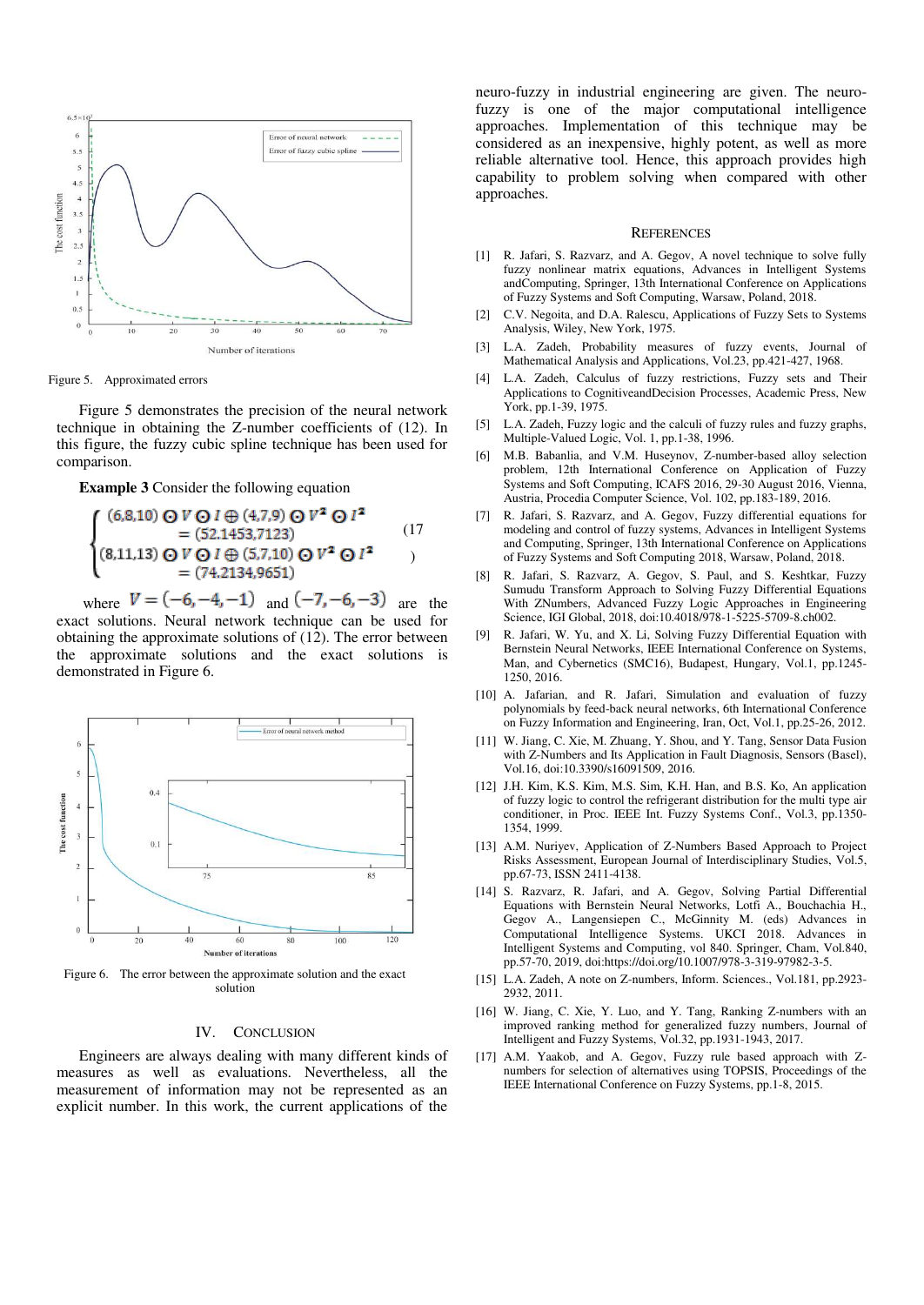Figure 5. Approximated errors

Figure 5 demonstrates the precision of the neural network technique in obtaining the Z-number coefficients of (12). In this figure, the fuzzy cubic spline technique has been used for comparison.

**Example 3** Consider the following equation

$$\begin{cases} (6,8,10) \odot V \odot I \oplus (4,7,9) \odot V^2 \odot I^2 \\ \quad = (52.1453,7123) \\ (8,11,13) \odot V \odot I \oplus (5,7,10) \odot V^2 \odot I^2 \\ \quad = (74.2134,9651) \end{cases} \quad (17)$$

where $V = (-6,-4,-1)$ and $(-7,-6,-3)$ are the exact solutions. Neural network technique can be used for obtaining the approximate solutions of (12). The error between the approximate solutions and the exact solutions is demonstrated in Figure 6.

Figure 6. The error between the approximate solution and the exact solution

## IV. Conclusion

Engineers are always dealing with many different kinds of measures as well as evaluations. Nevertheless, all the measurement of information may not be represented as an explicit number. In this work, the current applications of the neuro-fuzzy in industrial engineering are given. The neuro-fuzzy is one of the major computational intelligence approaches. Implementation of this technique may be considered as an inexpensive, highly potent, as well as more reliable alternative tool. Hence, this approach provides high capability to problem solving when compared with other approaches.

## References

[1] R. Jafari, S. Razvarz, and A. Gegov, A novel technique to solve fully fuzzy nonlinear matrix equations, Advances in Intelligent Systems andComputing, Springer, 13th International Conference on Applications of Fuzzy Systems and Soft Computing, Warsaw, Poland, 2018.

[2] C.V. Negoita, and D.A. Ralescu, Applications of Fuzzy Sets to Systems Analysis, Wiley, New York, 1975.

[3] L.A. Zadeh, Probability measures of fuzzy events, Journal of Mathematical Analysis and Applications, Vol.23, pp.421-427, 1968.

[4] L.A. Zadeh, Calculus of fuzzy restrictions, Fuzzy sets and Their Applications to CognitiveandDecision Processes, Academic Press, New York, pp.1-39, 1975.

[5] L.A. Zadeh, Fuzzy logic and the calculi of fuzzy rules and fuzzy graphs, Multiple-Valued Logic, Vol. 1, pp.1-38, 1996.

[6] M.B. Babanlia, and V.M. Huseynov, Z-number-based alloy selection problem, 12th International Conference on Application of Fuzzy Systems and Soft Computing, ICAFS 2016, 29-30 August 2016, Vienna, Austria, Procedia Computer Science, Vol. 102, pp.183-189, 2016.

[7] R. Jafari, S. Razvarz, and A. Gegov, Fuzzy differential equations for modeling and control of fuzzy systems, Advances in Intelligent Systems and Computing, Springer, 13th International Conference on Applications of Fuzzy Systems and Soft Computing 2018, Warsaw, Poland, 2018.

[8] R. Jafari, S. Razvarz, A. Gegov, S. Paul, and S. Keshtkar, Fuzzy Sumudu Transform Approach to Solving Fuzzy Differential Equations With ZNumbers, Advanced Fuzzy Logic Approaches in Engineering Science, IGI Global, 2018, doi:10.4018/978-1-5225-5709-8.ch002.

[9] R. Jafari, W. Yu, and X. Li, Solving Fuzzy Differential Equation with Bernstein Neural Networks, IEEE International Conference on Systems, Man, and Cybernetics (SMC16), Budapest, Hungary, Vol.1, pp.1245-1250, 2016.

[10] A. Jafarian, and R. Jafari, Simulation and evaluation of fuzzy polynomials by feed-back neural networks, 6th International Conference on Fuzzy Information and Engineering, Iran, Oct, Vol.1, pp.25-26, 2012.

[11] W. Jiang, C. Xie, M. Zhuang, Y. Shou, and Y. Tang, Sensor Data Fusion with Z-Numbers and Its Application in Fault Diagnosis, Sensors (Basel), Vol.16, doi:10.3390/s16091509, 2016.

[12] J.H. Kim, K.S. Kim, M.S. Sim, K.H. Han, and B.S. Ko, An application of fuzzy logic to control the refrigerant distribution for the multi type air conditioner, in Proc. IEEE Int. Fuzzy Systems Conf., Vol.3, pp.1350-1354, 1999.

[13] A.M. Nuriyev, Application of Z-Numbers Based Approach to Project Risks Assessment, European Journal of Interdisciplinary Studies, Vol.5, pp.67-73, ISSN 2411-4138.

[14] S. Razvarz, R. Jafari, and A. Gegov, Solving Partial Differential Equations with Bernstein Neural Networks, Lotfi A., Bouchachia H., Gegov A., Langensiepen C., McGinnity M. (eds) Advances in Computational Intelligence Systems. UKCI 2018. Advances in Intelligent Systems and Computing, vol 840. Springer, Cham, Vol.840, pp.57-70, 2019, doi:https://doi.org/10.1007/978-3-319-97982-3-5.

[15] L.A. Zadeh, A note on Z-numbers, Inform. Sciences., Vol.181, pp.2923-2932, 2011.

[16] W. Jiang, C. Xie, Y. Luo, and Y. Tang, Ranking Z-numbers with an improved ranking method for generalized fuzzy numbers, Journal of Intelligent and Fuzzy Systems, Vol.32, pp.1931-1943, 2017.

[17] A.M. Yaakob, and A. Gegov, Fuzzy rule based approach with Z-numbers for selection of alternatives using TOPSIS, Proceedings of the IEEE International Conference on Fuzzy Systems, pp.1-8, 2015.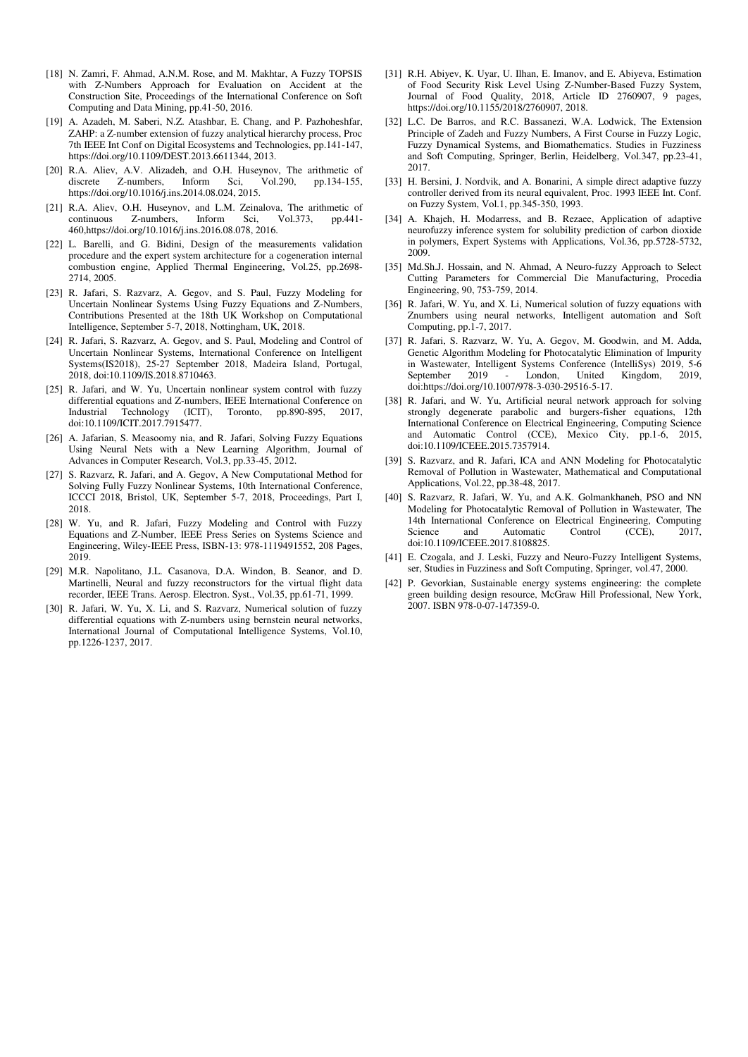[18] N. Zamri, F. Ahmad, A.N.M. Rose, and M. Makhtar, A Fuzzy TOPSIS with Z-Numbers Approach for Evaluation on Accident at the Construction Site, Proceedings of the International Conference on Soft Computing and Data Mining, pp.41-50, 2016.

[19] A. Azadeh, M. Saberi, N.Z. Atashbar, E. Chang, and P. Pazhoheshfar, ZAHP: a Z-number extension of fuzzy analytical hierarchy process, Proc 7th IEEE Int Conf on Digital Ecosystems and Technologies, pp.141-147, https://doi.org/10.1109/DEST.2013.6611344, 2013.

[20] R.A. Aliev, A.V. Alizadeh, and O.H. Huseynov, The arithmetic of discrete Z-numbers, Inform Sci, Vol.290, pp.134-155, https://doi.org/10.1016/j.ins.2014.08.024, 2015.

[21] R.A. Aliev, O.H. Huseynov, and L.M. Zeinalova, The arithmetic of continuous Z-numbers, Inform Sci, Vol.373, pp.441-460,https://doi.org/10.1016/j.ins.2016.08.078, 2016.

[22] L. Barelli, and G. Bidini, Design of the measurements validation procedure and the expert system architecture for a cogeneration internal combustion engine, Applied Thermal Engineering, Vol.25, pp.2698-2714, 2005.

[23] R. Jafari, S. Razvarz, A. Gegov, and S. Paul, Fuzzy Modeling for Uncertain Nonlinear Systems Using Fuzzy Equations and Z-Numbers, Contributions Presented at the 18th UK Workshop on Computational Intelligence, September 5-7, 2018, Nottingham, UK, 2018.

[24] R. Jafari, S. Razvarz, A. Gegov, and S. Paul, Modeling and Control of Uncertain Nonlinear Systems, International Conference on Intelligent Systems(IS2018), 25-27 September 2018, Madeira Island, Portugal, 2018, doi:10.1109/IS.2018.8710463.

[25] R. Jafari, and W. Yu, Uncertain nonlinear system control with fuzzy differential equations and Z-numbers, IEEE International Conference on Industrial Technology (ICIT), Toronto, pp.890-895, 2017, doi:10.1109/ICIT.2017.7915477.

[26] A. Jafarian, S. Measoomy nia, and R. Jafari, Solving Fuzzy Equations Using Neural Nets with a New Learning Algorithm, Journal of Advances in Computer Research, Vol.3, pp.33-45, 2012.

[27] S. Razvarz, R. Jafari, and A. Gegov, A New Computational Method for Solving Fully Fuzzy Nonlinear Systems, 10th International Conference, ICCCI 2018, Bristol, UK, September 5-7, 2018, Proceedings, Part I, 2018.

[28] W. Yu, and R. Jafari, Fuzzy Modeling and Control with Fuzzy Equations and Z-Number, IEEE Press Series on Systems Science and Engineering, Wiley-IEEE Press, ISBN-13: 978-1119491552, 208 Pages, 2019.

[29] M.R. Napolitano, J.L. Casanova, D.A. Windon, B. Seanor, and D. Martinelli, Neural and fuzzy reconstructors for the virtual flight data recorder, IEEE Trans. Aerosp. Electron. Syst., Vol.35, pp.61-71, 1999.

[30] R. Jafari, W. Yu, X. Li, and S. Razvarz, Numerical solution of fuzzy differential equations with Z-numbers using bernstein neural networks, International Journal of Computational Intelligence Systems, Vol.10, pp.1226-1237, 2017.

[31] R.H. Abiyev, K. Uyar, U. Ilhan, E. Imanov, and E. Abiyeva, Estimation of Food Security Risk Level Using Z-Number-Based Fuzzy System, Journal of Food Quality, 2018, Article ID 2760907, 9 pages, https://doi.org/10.1155/2018/2760907, 2018.

[32] L.C. De Barros, and R.C. Bassanezi, W.A. Lodwick, The Extension Principle of Zadeh and Fuzzy Numbers, A First Course in Fuzzy Logic, Fuzzy Dynamical Systems, and Biomathematics. Studies in Fuzziness and Soft Computing, Springer, Berlin, Heidelberg, Vol.347, pp.23-41, 2017.

[33] H. Bersini, J. Nordvik, and A. Bonarini, A simple direct adaptive fuzzy controller derived from its neural equivalent, Proc. 1993 IEEE Int. Conf. on Fuzzy System, Vol.1, pp.345-350, 1993.

[34] A. Khajeh, H. Modarress, and B. Rezaee, Application of adaptive neurofuzzy inference system for solubility prediction of carbon dioxide in polymers, Expert Systems with Applications, Vol.36, pp.5728-5732, 2009.

[35] Md.Sh.J. Hossain, and N. Ahmad, A Neuro-fuzzy Approach to Select Cutting Parameters for Commercial Die Manufacturing, Procedia Engineering, 90, 753-759, 2014.

[36] R. Jafari, W. Yu, and X. Li, Numerical solution of fuzzy equations with Znumbers using neural networks, Intelligent automation and Soft Computing, pp.1-7, 2017.

[37] R. Jafari, S. Razvarz, W. Yu, A. Gegov, M. Goodwin, and M. Adda, Genetic Algorithm Modeling for Photocatalytic Elimination of Impurity in Wastewater, Intelligent Systems Conference (IntelliSys) 2019, 5-6 September 2019 - London, United Kingdom, 2019, doi:https://doi.org/10.1007/978-3-030-29516-5-17.

[38] R. Jafari, and W. Yu, Artificial neural network approach for solving strongly degenerate parabolic and burgers-fisher equations, 12th International Conference on Electrical Engineering, Computing Science and Automatic Control (CCE), Mexico City, pp.1-6, 2015, doi:10.1109/ICEEE.2015.7357914.

[39] S. Razvarz, and R. Jafari, ICA and ANN Modeling for Photocatalytic Removal of Pollution in Wastewater, Mathematical and Computational Applications, Vol.22, pp.38-48, 2017.

[40] S. Razvarz, R. Jafari, W. Yu, and A.K. Golmankhaneh, PSO and NN Modeling for Photocatalytic Removal of Pollution in Wastewater, The 14th International Conference on Electrical Engineering, Computing Science and Automatic Control (CCE), 2017, doi:10.1109/ICEEE.2017.8108825.

[41] E. Czogala, and J. Leski, Fuzzy and Neuro-Fuzzy Intelligent Systems, ser, Studies in Fuzziness and Soft Computing, Springer, vol.47, 2000.

[42] P. Gevorkian, Sustainable energy systems engineering: the complete green building design resource, McGraw Hill Professional, New York, 2007. ISBN 978-0-07-147359-0.